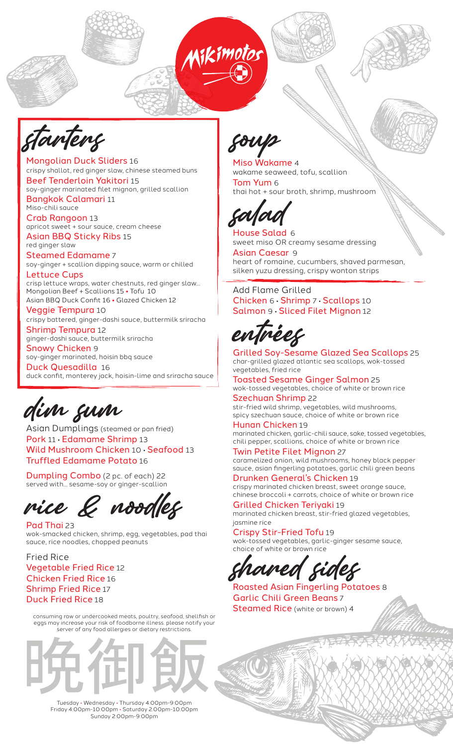# Mikimotos

## starters

**Mongolian Duck Sliders** 16
crispy shallot, red ginger slaw, chinese steamed buns

**Beef Tenderloin Yakitori** 15
soy-ginger marinated filet mignon, grilled scallion

**Bangkok Calamari** 11
Miso-chili sauce

**Crab Rangoon** 13
apricot sweet + sour sauce, cream cheese

**Asian BBQ Sticky Ribs** 15
red ginger slaw

**Steamed Edamame** 7
soy-ginger + scallion dipping sauce, warm or chilled

**Lettuce Cups**
crisp lettuce wraps, water chestnuts, red ginger slaw...
Mongolian Beef + Scallions 15 • Tofu 10
Asian BBQ Duck Confit 16 • Glazed Chicken 12

**Veggie Tempura** 10
crispy battered, ginger-dashi sauce, buttermilk sriracha

**Shrimp Tempura** 12
ginger-dashi sauce, buttermilk sriracha

**Snowy Chicken** 9
soy-ginger marinated, hoisin bbq sauce

**Duck Quesadilla** 16
duck confit, monterey jack, hoisin-lime and sriracha sauce

## dim sum

Asian Dumplings (steamed or pan fried)
**Pork** 11 • **Edamame Shrimp** 13
**Wild Mushroom Chicken** 10 • **Seafood** 13
**Truffled Edamame Potato** 16

**Dumpling Combo** (2 pc. of each) 22
served with... sesame-soy or ginger-scallion

## rice & noodles

**Pad Thai** 23
wok-smacked chicken, shrimp, egg, vegetables, pad thai sauce, rice noodles, chopped peanuts

Fried Rice
**Vegetable Fried Rice** 12
**Chicken Fried Rice** 16
**Shrimp Fried Rice** 17
**Duck Fried Rice** 18

consuming raw or undercooked meats, poultry, seafood, shellfish or eggs may increase your risk of foodborne illness. please notify your server of any food allergies or dietary restrictions.

晩御飯

## soup

**Miso Wakame** 4
wakame seaweed, tofu, scallion

**Tom Yum** 6
thai hot + sour broth, shrimp, mushroom

## salad

**House Salad** 6
sweet miso OR creamy sesame dressing

**Asian Caesar** 9
heart of romaine, cucumbers, shaved parmesan, silken yuzu dressing, crispy wonton strips

Add Flame Grilled
**Chicken** 6 • **Shrimp** 7 • **Scallops** 10
**Salmon** 9 • **Sliced Filet Mignon** 12

## entrées

**Grilled Soy-Sesame Glazed Sea Scallops** 25
char-grilled glazed atlantic sea scallops, wok-tossed vegetables, fried rice

**Toasted Sesame Ginger Salmon** 25
wok-tossed vegetables, choice of white or brown rice

**Szechuan Shrimp** 22
stir-fried wild shrimp, vegetables, wild mushrooms, spicy szechuan sauce, choice of white or brown rice

**Hunan Chicken** 19
marinated chicken, garlic-chili sauce, sake, tossed vegetables, chili pepper, scallions, choice of white or brown rice

**Twin Petite Filet Mignon** 27
caramelized onion, wild mushrooms, honey black pepper sauce, asian fingerling potatoes, garlic chili green beans

**Drunken General's Chicken** 19
crispy marinated chicken breast, sweet orange sauce, chinese broccoli + carrots, choice of white or brown rice

**Grilled Chicken Teriyaki** 19
marinated chicken breast, stir-fried glazed vegetables, jasmine rice

**Crispy Stir-Fried Tofu** 19
wok-tossed vegetables, garlic-ginger sesame sauce, choice of white or brown rice

## shared sides

**Roasted Asian Fingerling Potatoes** 8
**Garlic Chili Green Beans** 7
**Steamed Rice** (white or brown) 4

Tuesday • Wednesday • Thursday 4:00pm-9:00pm
Friday 4:00pm-10:00pm • Saturday 2:00pm-10:00pm
Sunday 2:00pm-9:00pm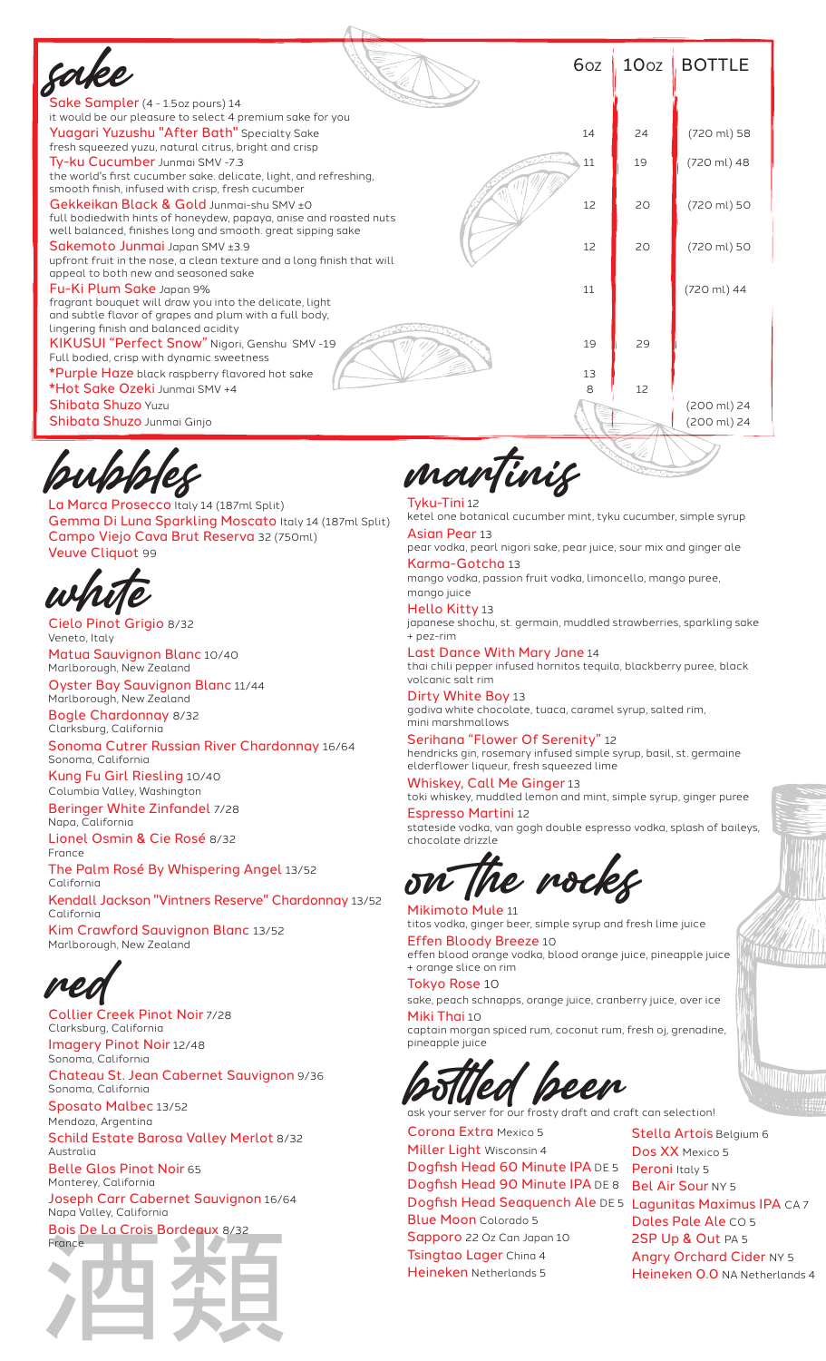# sake

| | 6oz | 10oz | BOTTLE |
|---|---|---|---|
| **Sake Sampler** (4 - 1.5oz pours) 14<br>it would be our pleasure to select 4 premium sake for you | | | |
| **Yuagari Yuzushu "After Bath"** Specialty Sake<br>fresh squeezed yuzu, natural citrus, bright and crisp | 14 | 24 | (720 ml) 58 |
| **Ty-ku Cucumber** Junmai SMV -7.3<br>the world's first cucumber sake. delicate, light, and refreshing, smooth finish, infused with crisp, fresh cucumber | 11 | 19 | (720 ml) 48 |
| **Gekkeikan Black & Gold** Junmai-shu SMV ±0<br>full bodiedwith hints of honeydew, papaya, anise and roasted nuts well balanced, finishes long and smooth. great sipping sake | 12 | 20 | (720 ml) 50 |
| **Sakemoto Junmai** Japan SMV ±3.9<br>upfront fruit in the nose, a clean texture and a long finish that will appeal to both new and seasoned sake | 12 | 20 | (720 ml) 50 |
| **Fu-Ki Plum Sake** Japan 9%<br>fragrant bouquet will draw you into the delicate, light and subtle flavor of grapes and plum with a full body, lingering finish and balanced acidity | 11 | | (720 ml) 44 |
| **KIKUSUI "Perfect Snow"** Nigori, Genshu SMV -19<br>Full bodied, crisp with dynamic sweetness | 19 | 29 | |
| ***Purple Haze** black raspberry flavored hot sake | 13 | | |
| ***Hot Sake Ozeki** Junmai SMV +4 | 8 | 12 | |
| **Shibata Shuzo** Yuzu | | | (200 ml) 24 |
| **Shibata Shuzo** Junmai Ginjo | | | (200 ml) 24 |

# bubbles

**La Marca Prosecco** Italy 14 (187ml Split)
**Gemma Di Luna Sparkling Moscato** Italy 14 (187ml Split)
**Campo Viejo Cava Brut Reserva** 32 (750ml)
**Veuve Cliquot** 99

# white

**Cielo Pinot Grigio** 8/32
Veneto, Italy

**Matua Sauvignon Blanc** 10/40
Marlborough, New Zealand

**Oyster Bay Sauvignon Blanc** 11/44
Marlborough, New Zealand

**Bogle Chardonnay** 8/32
Clarksburg, California

**Sonoma Cutrer Russian River Chardonnay** 16/64
Sonoma, California

**Kung Fu Girl Riesling** 10/40
Columbia Valley, Washington

**Beringer White Zinfandel** 7/28
Napa, California

**Lionel Osmin & Cie Rosé** 8/32
France

**The Palm Rosé By Whispering Angel** 13/52
California

**Kendall Jackson "Vintners Reserve" Chardonnay** 13/52
California

**Kim Crawford Sauvignon Blanc** 13/52
Marlborough, New Zealand

# red

**Collier Creek Pinot Noir** 7/28
Clarksburg, California

**Imagery Pinot Noir** 12/48
Sonoma, California

**Chateau St. Jean Cabernet Sauvignon** 9/36
Sonoma, California

**Sposato Malbec** 13/52
Mendoza, Argentina

**Schild Estate Barosa Valley Merlot** 8/32
Australia

**Belle Glos Pinot Noir** 65
Monterey, California

**Joseph Carr Cabernet Sauvignon** 16/64
Napa Valley, California

**Bois De La Crois Bordeaux** 8/32
France

酒類

# martinis

**Tyku-Tini** 12
ketel one botanical cucumber mint, tyku cucumber, simple syrup

**Asian Pear** 13
pear vodka, pearl nigori sake, pear juice, sour mix and ginger ale

**Karma-Gotcha** 13
mango vodka, passion fruit vodka, limoncello, mango puree, mango juice

**Hello Kitty** 13
japanese shochu, st. germain, muddled strawberries, sparkling sake + pez-rim

**Last Dance With Mary Jane** 14
thai chili pepper infused hornitos tequila, blackberry puree, black volcanic salt rim

**Dirty White Boy** 13
godiva white chocolate, tuaca, caramel syrup, salted rim, mini marshmallows

**Serihana "Flower Of Serenity"** 12
hendricks gin, rosemary infused simple syrup, basil, st. germaine elderflower liqueur, fresh squeezed lime

**Whiskey, Call Me Ginger** 13
toki whiskey, muddled lemon and mint, simple syrup, ginger puree

**Espresso Martini** 12
stateside vodka, van gogh double espresso vodka, splash of baileys, chocolate drizzle

# on the rocks

**Mikimoto Mule** 11
titos vodka, ginger beer, simple syrup and fresh lime juice

**Effen Bloody Breeze** 10
effen blood orange vodka, blood orange juice, pineapple juice + orange slice on rim

**Tokyo Rose** 10
sake, peach schnapps, orange juice, cranberry juice, over ice

**Miki Thai** 10
captain morgan spiced rum, coconut rum, fresh oj, grenadine, pineapple juice

# bottled beer

ask your server for our frosty draft and craft can selection!

**Corona Extra** Mexico 5
**Miller Light** Wisconsin 4
**Dogfish Head 60 Minute IPA** DE 5
**Dogfish Head 90 Minute IPA** DE 8
**Dogfish Head Seaquench Ale** DE 5
**Blue Moon** Colorado 5
**Sapporo** 22 Oz Can Japan 10
**Tsingtao Lager** China 4
**Heineken** Netherlands 5
**Stella Artois** Belgium 6
**Dos XX** Mexico 5
**Peroni** Italy 5
**Bel Air Sour** NY 5
**Lagunitas Maximus IPA** CA 7
**Dales Pale Ale** CO 5
**2SP Up & Out** PA 5
**Angry Orchard Cider** NY 5
**Heineken 0.0** NA Netherlands 4